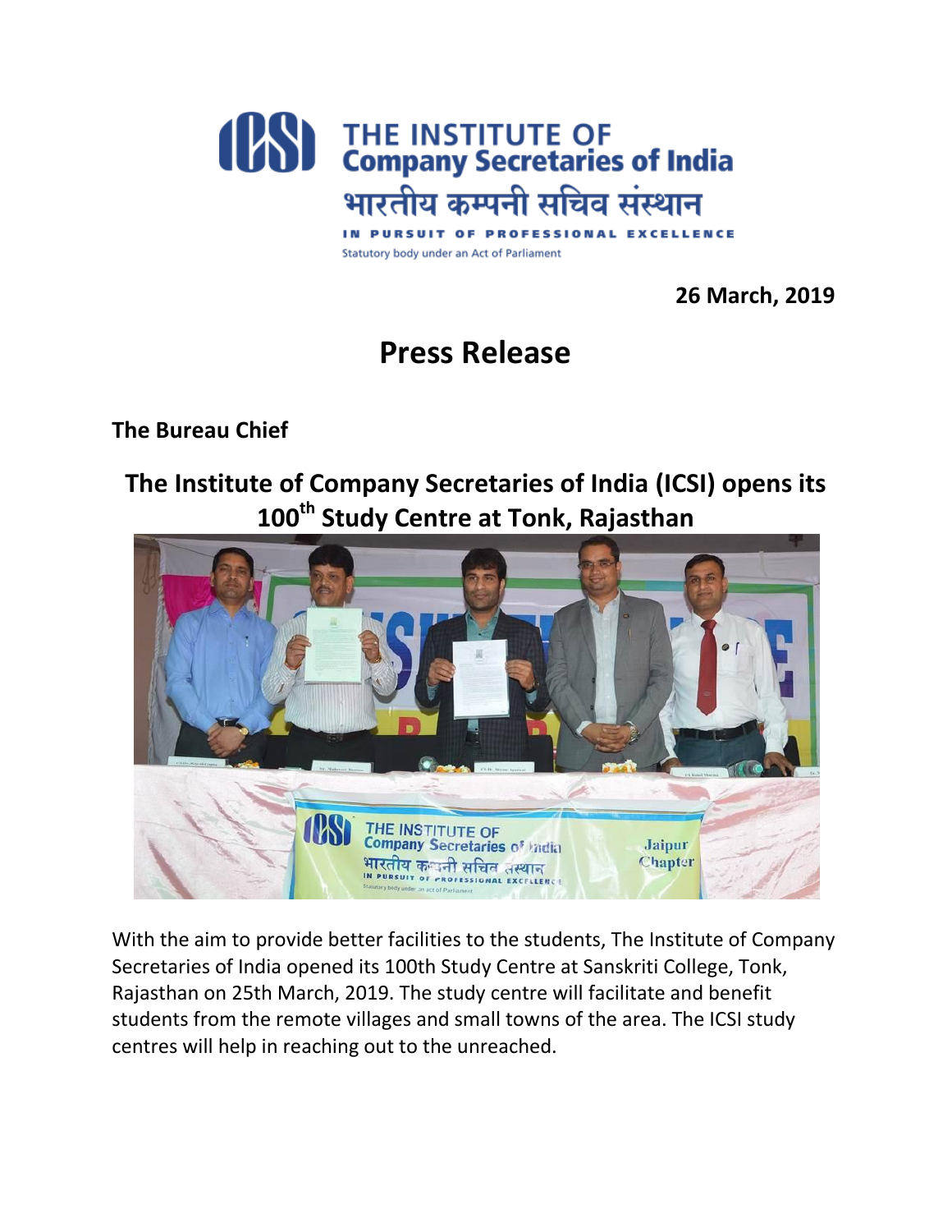THE INSTITUTE OF
Company Secretaries of India
भारतीय कम्पनी सचिव संस्थान
IN PURSUIT OF PROFESSIONAL EXCELLENCE
Statutory body under an Act of Parliament

**26 March, 2019**

# Press Release

**The Bureau Chief**

## The Institute of Company Secretaries of India (ICSI) opens its 100th Study Centre at Tonk, Rajasthan

With the aim to provide better facilities to the students, The Institute of Company Secretaries of India opened its 100th Study Centre at Sanskriti College, Tonk, Rajasthan on 25th March, 2019. The study centre will facilitate and benefit students from the remote villages and small towns of the area. The ICSI study centres will help in reaching out to the unreached.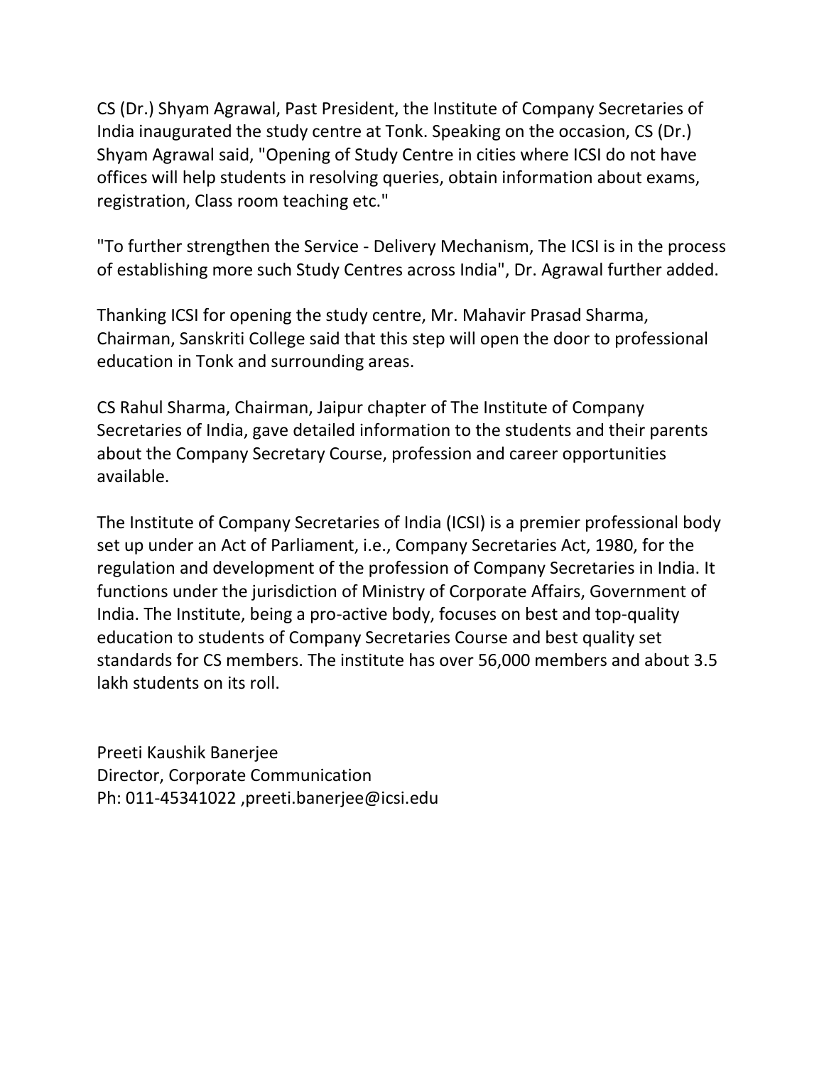CS (Dr.) Shyam Agrawal, Past President, the Institute of Company Secretaries of India inaugurated the study centre at Tonk. Speaking on the occasion, CS (Dr.) Shyam Agrawal said, "Opening of Study Centre in cities where ICSI do not have offices will help students in resolving queries, obtain information about exams, registration, Class room teaching etc."

"To further strengthen the Service - Delivery Mechanism, The ICSI is in the process of establishing more such Study Centres across India", Dr. Agrawal further added.

Thanking ICSI for opening the study centre, Mr. Mahavir Prasad Sharma, Chairman, Sanskriti College said that this step will open the door to professional education in Tonk and surrounding areas.

CS Rahul Sharma, Chairman, Jaipur chapter of The Institute of Company Secretaries of India, gave detailed information to the students and their parents about the Company Secretary Course, profession and career opportunities available.

The Institute of Company Secretaries of India (ICSI) is a premier professional body set up under an Act of Parliament, i.e., Company Secretaries Act, 1980, for the regulation and development of the profession of Company Secretaries in India. It functions under the jurisdiction of Ministry of Corporate Affairs, Government of India. The Institute, being a pro-active body, focuses on best and top-quality education to students of Company Secretaries Course and best quality set standards for CS members. The institute has over 56,000 members and about 3.5 lakh students on its roll.

Preeti Kaushik Banerjee
Director, Corporate Communication
Ph: 011-45341022 ,preeti.banerjee@icsi.edu